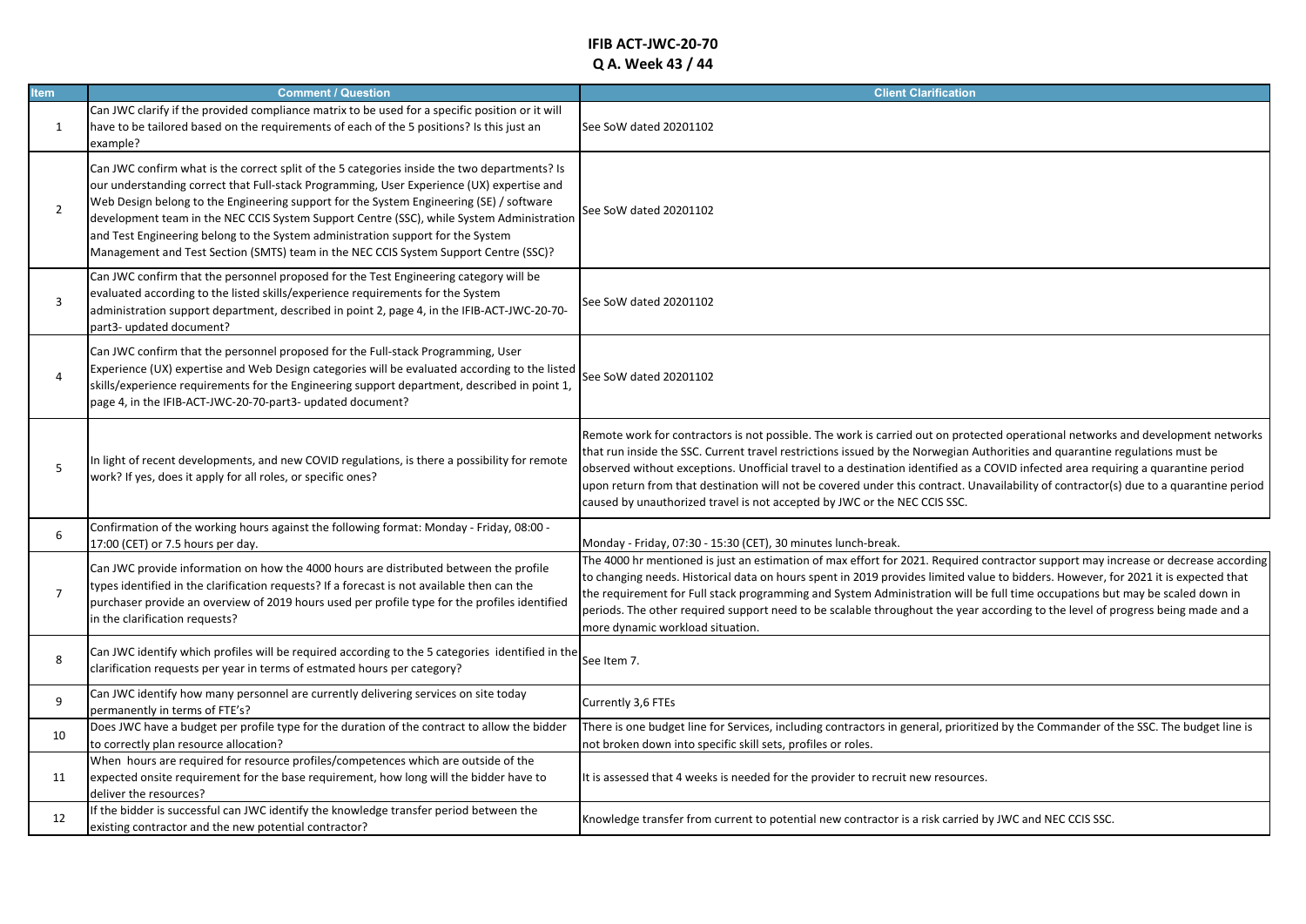# IFIB ACT-JWC-20-70

## Q A. Week 43 / 44

| Item | Comment / Question | Client Clarification |
|---|---|---|
| 1 | Can JWC clarify if the provided compliance matrix to be used for a specific position or it will have to be tailored based on the requirements of each of the 5 positions? Is this just an example? | See SoW dated 20201102 |
| 2 | Can JWC confirm what is the correct split of the 5 categories inside the two departments? Is our understanding correct that Full-stack Programming, User Experience (UX) expertise and Web Design belong to the Engineering support for the System Engineering (SE) / software development team in the NEC CCIS System Support Centre (SSC), while System Administration and Test Engineering belong to the System administration support for the System Management and Test Section (SMTS) team in the NEC CCIS System Support Centre (SSC)? | See SoW dated 20201102 |
| 3 | Can JWC confirm that the personnel proposed for the Test Engineering category will be evaluated according to the listed skills/experience requirements for the System administration support department, described in point 2, page 4, in the IFIB-ACT-JWC-20-70-part3- updated document? | See SoW dated 20201102 |
| 4 | Can JWC confirm that the personnel proposed for the Full-stack Programming, User Experience (UX) expertise and Web Design categories will be evaluated according to the listed skills/experience requirements for the Engineering support department, described in point 1, page 4, in the IFIB-ACT-JWC-20-70-part3- updated document? | See SoW dated 20201102 |
| 5 | In light of recent developments, and new COVID regulations, is there a possibility for remote work? If yes, does it apply for all roles, or specific ones? | Remote work for contractors is not possible. The work is carried out on protected operational networks and development networks that run inside the SSC. Current travel restrictions issued by the Norwegian Authorities and quarantine regulations must be observed without exceptions. Unofficial travel to a destination identified as a COVID infected area requiring a quarantine period upon return from that destination will not be covered under this contract. Unavailability of contractor(s) due to a quarantine period caused by unauthorized travel is not accepted by JWC or the NEC CCIS SSC. |
| 6 | Confirmation of the working hours against the following format: Monday - Friday, 08:00 - 17:00 (CET) or 7.5 hours per day. | Monday - Friday, 07:30 - 15:30 (CET), 30 minutes lunch-break. |
| 7 | Can JWC provide information on how the 4000 hours are distributed between the profile types identified in the clarification requests? If a forecast is not available then can the purchaser provide an overview of 2019 hours used per profile type for the profiles identified in the clarification requests? | The 4000 hr mentioned is just an estimation of max effort for 2021. Required contractor support may increase or decrease according to changing needs. Historical data on hours spent in 2019 provides limited value to bidders. However, for 2021 it is expected that the requirement for Full stack programming and System Administration will be full time occupations but may be scaled down in periods. The other required support need to be scalable throughout the year according to the level of progress being made and a more dynamic workload situation. |
| 8 | Can JWC identify which profiles will be required according to the 5 categories identified in the clarification requests per year in terms of estmated hours per category? | See Item 7. |
| 9 | Can JWC identify how many personnel are currently delivering services on site today permanently in terms of FTE's? | Currently 3,6 FTEs |
| 10 | Does JWC have a budget per profile type for the duration of the contract to allow the bidder to correctly plan resource allocation? | There is one budget line for Services, including contractors in general, prioritized by the Commander of the SSC. The budget line is not broken down into specific skill sets, profiles or roles. |
| 11 | When hours are required for resource profiles/competences which are outside of the expected onsite requirement for the base requirement, how long will the bidder have to deliver the resources? | It is assessed that 4 weeks is needed for the provider to recruit new resources. |
| 12 | If the bidder is successful can JWC identify the knowledge transfer period between the existing contractor and the new potential contractor? | Knowledge transfer from current to potential new contractor is a risk carried by JWC and NEC CCIS SSC. |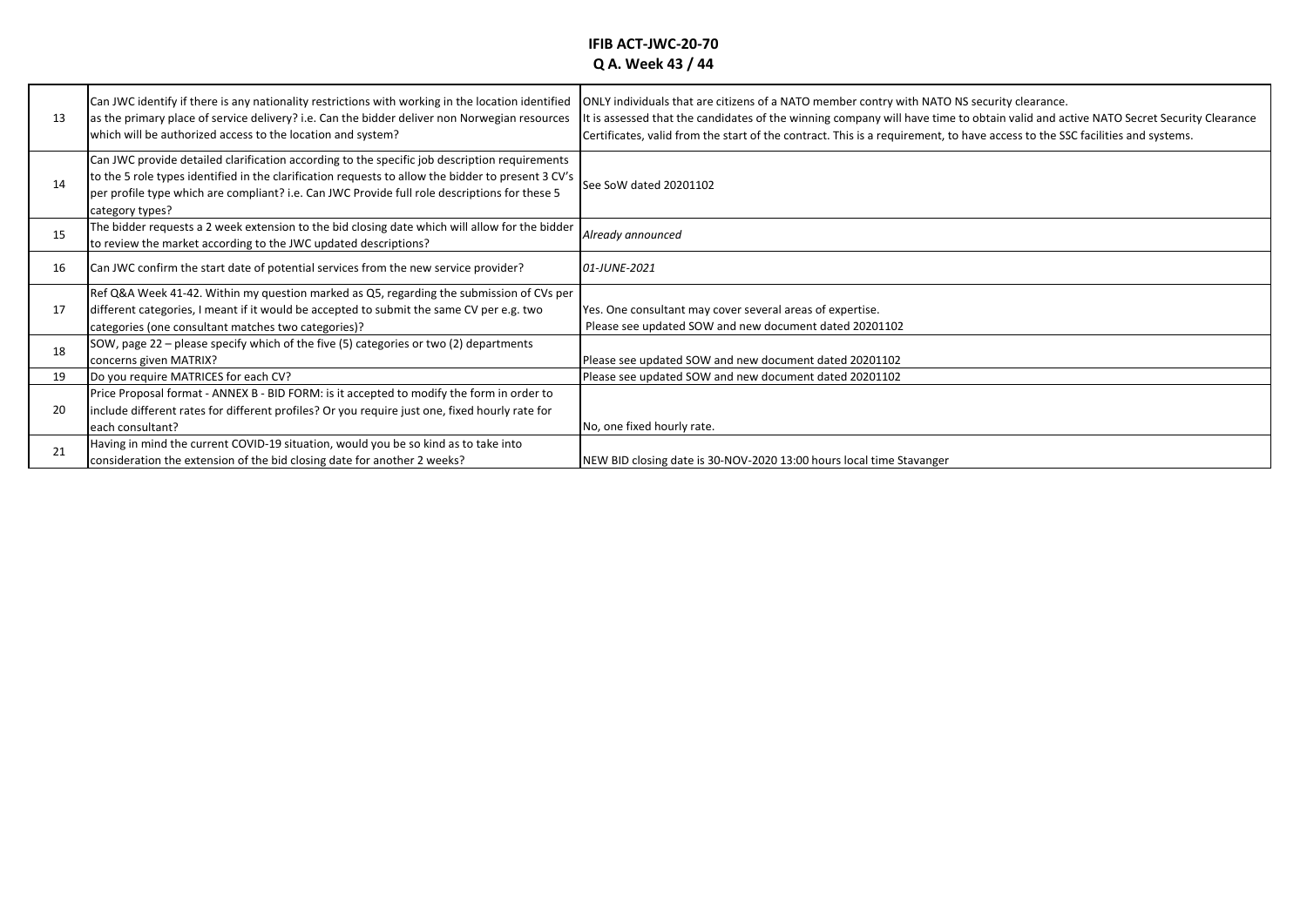# IFIB ACT-JWC-20-70
## Q A. Week 43 / 44

| | | |
|---|---|---|
| 13 | Can JWC identify if there is any nationality restrictions with working in the location identified as the primary place of service delivery? i.e. Can the bidder deliver non Norwegian resources which will be authorized access to the location and system? | ONLY individuals that are citizens of a NATO member contry with NATO NS security clearance.<br>It is assessed that the candidates of the winning company will have time to obtain valid and active NATO Secret Security Clearance Certificates, valid from the start of the contract. This is a requirement, to have access to the SSC facilities and systems. |
| 14 | Can JWC provide detailed clarification according to the specific job description requirements to the 5 role types identified in the clarification requests to allow the bidder to present 3 CV's per profile type which are compliant? i.e. Can JWC Provide full role descriptions for these 5 category types? | See SoW dated 20201102 |
| 15 | The bidder requests a 2 week extension to the bid closing date which will allow for the bidder to review the market according to the JWC updated descriptions? | *Already announced* |
| 16 | Can JWC confirm the start date of potential services from the new service provider? | *01-JUNE-2021* |
| 17 | Ref Q&A Week 41-42. Within my question marked as Q5, regarding the submission of CVs per different categories, I meant if it would be accepted to submit the same CV per e.g. two categories (one consultant matches two categories)? | Yes. One consultant may cover several areas of expertise.<br>Please see updated SOW and new document dated 20201102 |
| 18 | SOW, page 22 – please specify which of the five (5) categories or two (2) departments concerns given MATRIX? | Please see updated SOW and new document dated 20201102 |
| 19 | Do you require MATRICES for each CV? | Please see updated SOW and new document dated 20201102 |
| 20 | Price Proposal format - ANNEX B - BID FORM: is it accepted to modify the form in order to include different rates for different profiles? Or you require just one, fixed hourly rate for each consultant? | No, one fixed hourly rate. |
| 21 | Having in mind the current COVID-19 situation, would you be so kind as to take into consideration the extension of the bid closing date for another 2 weeks? | NEW BID closing date is 30-NOV-2020 13:00 hours local time Stavanger |